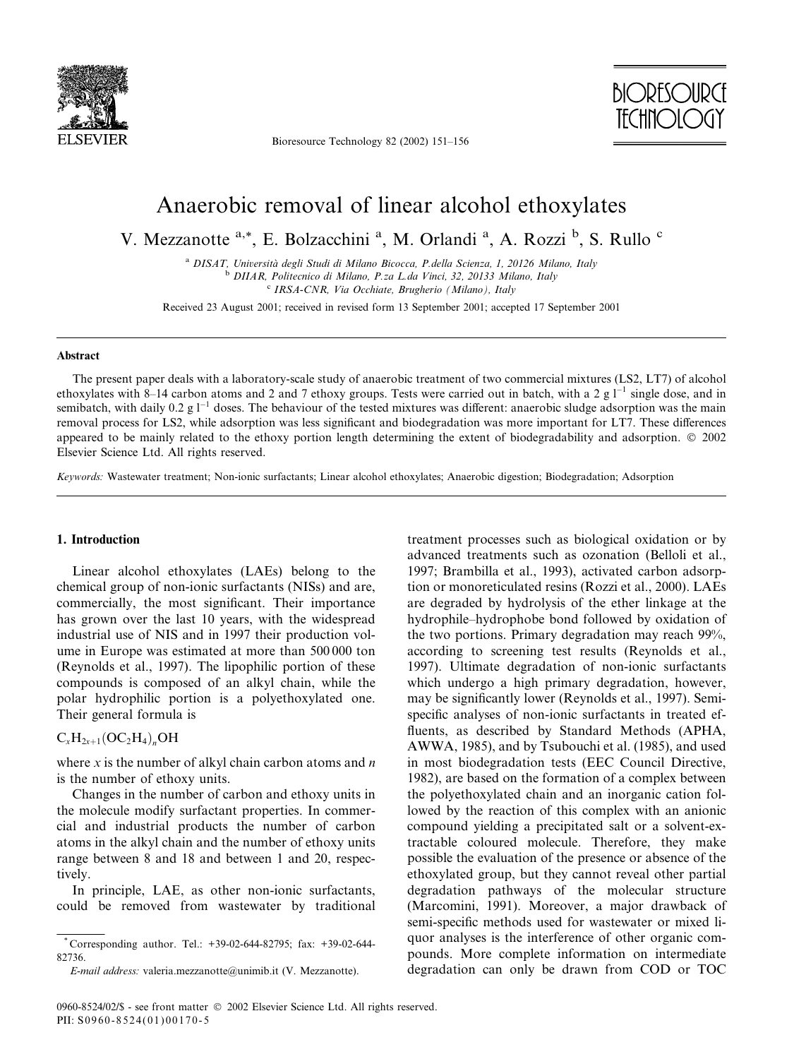# Anaerobic removal of linear alcohol ethoxylates

V. Mezzanotte [a,*], E. Bolzacchini [a], M. Orlandi [a], A. Rozzi [b], S. Rullo [c]

[a] DISAT, Università degli Studi di Milano Bicocca, P.della Scienza, 1, 20126 Milano, Italy

[b] DIIAR, Politecnico di Milano, P.za L.da Vinci, 32, 20133 Milano, Italy

[c] IRSA-CNR, Via Occhiate, Brugherio (Milano), Italy

Received 23 August 2001; received in revised form 13 September 2001; accepted 17 September 2001

## Abstract

The present paper deals with a laboratory-scale study of anaerobic treatment of two commercial mixtures (LS2, LT7) of alcohol ethoxylates with 8–14 carbon atoms and 2 and 7 ethoxy groups. Tests were carried out in batch, with a 2 g $l^{-1}$ single dose, and in semibatch, with daily 0.2 g $l^{-1}$ doses. The behaviour of the tested mixtures was different: anaerobic sludge adsorption was the main removal process for LS2, while adsorption was less significant and biodegradation was more important for LT7. These differences appeared to be mainly related to the ethoxy portion length determining the extent of biodegradability and adsorption. © 2002 Elsevier Science Ltd. All rights reserved.

*Keywords:* Wastewater treatment; Non-ionic surfactants; Linear alcohol ethoxylates; Anaerobic digestion; Biodegradation; Adsorption

## 1. Introduction

Linear alcohol ethoxylates (LAEs) belong to the chemical group of non-ionic surfactants (NISs) and are, commercially, the most significant. Their importance has grown over the last 10 years, with the widespread industrial use of NIS and in 1997 their production volume in Europe was estimated at more than 500 000 ton (Reynolds et al., 1997). The lipophilic portion of these compounds is composed of an alkyl chain, while the polar hydrophilic portion is a polyethoxylated one. Their general formula is

$$C_xH_{2x+1}(OC_2H_4)_nOH$$

where $x$ is the number of alkyl chain carbon atoms and $n$ is the number of ethoxy units.

Changes in the number of carbon and ethoxy units in the molecule modify surfactant properties. In commercial and industrial products the number of carbon atoms in the alkyl chain and the number of ethoxy units range between 8 and 18 and between 1 and 20, respectively.

In principle, LAE, as other non-ionic surfactants, could be removed from wastewater by traditional treatment processes such as biological oxidation or by advanced treatments such as ozonation (Belloli et al., 1997; Brambilla et al., 1993), activated carbon adsorption or monoreticulated resins (Rozzi et al., 2000). LAEs are degraded by hydrolysis of the ether linkage at the hydrophile–hydrophobe bond followed by oxidation of the two portions. Primary degradation may reach 99%, according to screening test results (Reynolds et al., 1997). Ultimate degradation of non-ionic surfactants which undergo a high primary degradation, however, may be significantly lower (Reynolds et al., 1997). Semi-specific analyses of non-ionic surfactants in treated effluents, as described by Standard Methods (APHA, AWWA, 1985), and by Tsubouchi et al. (1985), and used in most biodegradation tests (EEC Council Directive, 1982), are based on the formation of a complex between the polyethoxylated chain and an inorganic cation followed by the reaction of this complex with an anionic compound yielding a precipitated salt or a solvent-extractable coloured molecule. Therefore, they make possible the evaluation of the presence or absence of the ethoxylated group, but they cannot reveal other partial degradation pathways of the molecular structure (Marcomini, 1991). Moreover, a major drawback of semi-specific methods used for wastewater or mixed liquor analyses is the interference of other organic compounds. More complete information on intermediate degradation can only be drawn from COD or TOC

*Corresponding author. Tel.: +39-02-644-82795; fax: +39-02-644-82736.

*E-mail address:* valeria.mezzanotte@unimib.it (V. Mezzanotte).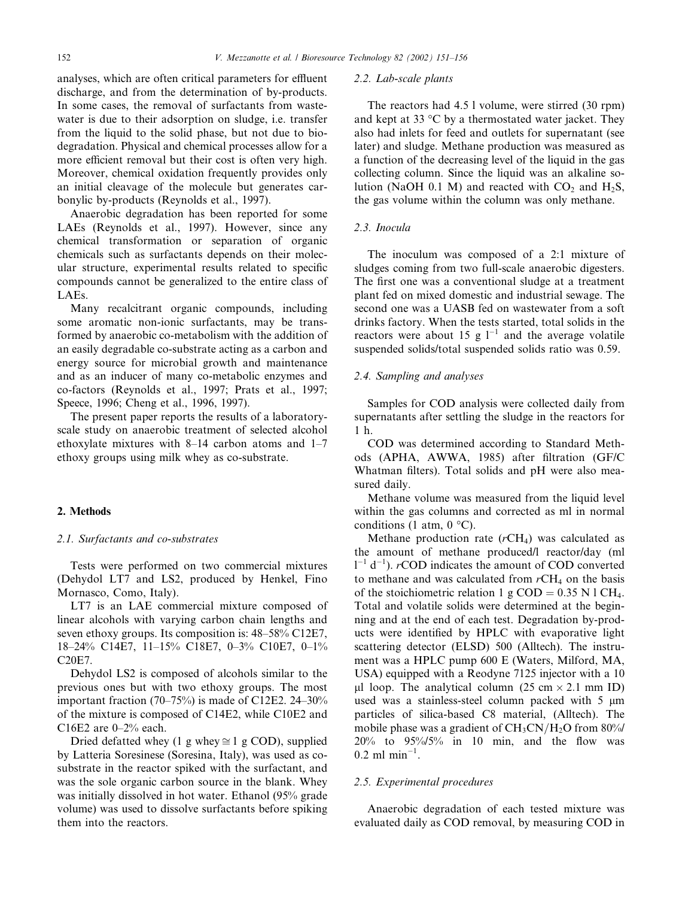analyses, which are often critical parameters for effluent discharge, and from the determination of by-products. In some cases, the removal of surfactants from wastewater is due to their adsorption on sludge, i.e. transfer from the liquid to the solid phase, but not due to biodegradation. Physical and chemical processes allow for a more efficient removal but their cost is often very high. Moreover, chemical oxidation frequently provides only an initial cleavage of the molecule but generates carbonylic by-products (Reynolds et al., 1997).

Anaerobic degradation has been reported for some LAEs (Reynolds et al., 1997). However, since any chemical transformation or separation of organic chemicals such as surfactants depends on their molecular structure, experimental results related to specific compounds cannot be generalized to the entire class of LAEs.

Many recalcitrant organic compounds, including some aromatic non-ionic surfactants, may be transformed by anaerobic co-metabolism with the addition of an easily degradable co-substrate acting as a carbon and energy source for microbial growth and maintenance and as an inducer of many co-metabolic enzymes and co-factors (Reynolds et al., 1997; Prats et al., 1997; Speece, 1996; Cheng et al., 1996, 1997).

The present paper reports the results of a laboratory-scale study on anaerobic treatment of selected alcohol ethoxylate mixtures with 8–14 carbon atoms and 1–7 ethoxy groups using milk whey as co-substrate.

## 2. Methods

### 2.1. Surfactants and co-substrates

Tests were performed on two commercial mixtures (Dehydol LT7 and LS2, produced by Henkel, Fino Mornasco, Como, Italy).

LT7 is an LAE commercial mixture composed of linear alcohols with varying carbon chain lengths and seven ethoxy groups. Its composition is: 48–58% C12E7, 18–24% C14E7, 11–15% C18E7, 0–3% C10E7, 0–1% C20E7.

Dehydol LS2 is composed of alcohols similar to the previous ones but with two ethoxy groups. The most important fraction (70–75%) is made of C12E2. 24–30% of the mixture is composed of C14E2, while C10E2 and C16E2 are 0–2% each.

Dried defatted whey (1 g whey ≅ 1 g COD), supplied by Latteria Soresinese (Soresina, Italy), was used as co-substrate in the reactor spiked with the surfactant, and was the sole organic carbon source in the blank. Whey was initially dissolved in hot water. Ethanol (95% grade volume) was used to dissolve surfactants before spiking them into the reactors.

### 2.2. Lab-scale plants

The reactors had 4.5 l volume, were stirred (30 rpm) and kept at 33 °C by a thermostated water jacket. They also had inlets for feed and outlets for supernatant (see later) and sludge. Methane production was measured as a function of the decreasing level of the liquid in the gas collecting column. Since the liquid was an alkaline solution (NaOH 0.1 M) and reacted with $CO_2$ and $H_2S$, the gas volume within the column was only methane.

### 2.3. Inocula

The inoculum was composed of a 2:1 mixture of sludges coming from two full-scale anaerobic digesters. The first one was a conventional sludge at a treatment plant fed on mixed domestic and industrial sewage. The second one was a UASB fed on wastewater from a soft drinks factory. When the tests started, total solids in the reactors were about 15 g $l^{-1}$ and the average volatile suspended solids/total suspended solids ratio was 0.59.

### 2.4. Sampling and analyses

Samples for COD analysis were collected daily from supernatants after settling the sludge in the reactors for 1 h.

COD was determined according to Standard Methods (APHA, AWWA, 1985) after filtration (GF/C Whatman filters). Total solids and pH were also measured daily.

Methane volume was measured from the liquid level within the gas columns and corrected as ml in normal conditions (1 atm, 0 °C).

Methane production rate ($rCH_4$) was calculated as the amount of methane produced/l reactor/day (ml $l^{-1}$ $d^{-1}$). *r*COD indicates the amount of COD converted to methane and was calculated from $rCH_4$ on the basis of the stoichiometric relation 1 g COD = 0.35 N l $CH_4$. Total and volatile solids were determined at the beginning and at the end of each test. Degradation by-products were identified by HPLC with evaporative light scattering detector (ELSD) 500 (Alltech). The instrument was a HPLC pump 600 E (Waters, Milford, MA, USA) equipped with a Reodyne 7125 injector with a 10 μl loop. The analytical column (25 cm × 2.1 mm ID) used was a stainless-steel column packed with 5 μm particles of silica-based C8 material, (Alltech). The mobile phase was a gradient of $CH_3CN/H_2O$ from 80%/20% to 95%/5% in 10 min, and the flow was 0.2 ml $min^{-1}$.

### 2.5. Experimental procedures

Anaerobic degradation of each tested mixture was evaluated daily as COD removal, by measuring COD in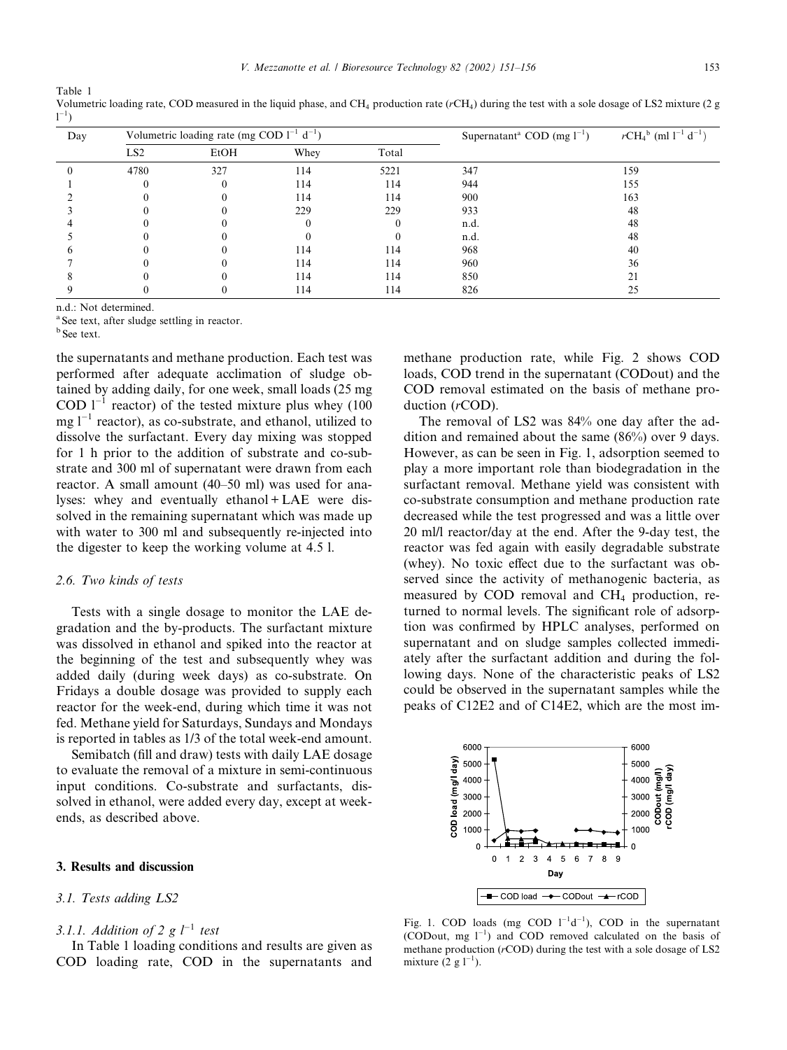Table 1
Volumetric loading rate, COD measured in the liquid phase, and $CH_4$ production rate ($rCH_4$) during the test with a sole dosage of LS2 mixture (2 g $l^{-1}$)

| Day | Volumetric loading rate (mg COD $l^{-1}$ $d^{-1}$) | | | | Supernatant[a] COD (mg $l^{-1}$) | $rCH_4$[b] (ml $l^{-1}$ $d^{-1}$) |
|---|---|---|---|---|---|---|
| | LS2 | EtOH | Whey | Total | | |
| 0 | 4780 | 327 | 114 | 5221 | 347 | 159 |
| 1 | 0 | 0 | 114 | 114 | 944 | 155 |
| 2 | 0 | 0 | 114 | 114 | 900 | 163 |
| 3 | 0 | 0 | 229 | 229 | 933 | 48 |
| 4 | 0 | 0 | 0 | 0 | n.d. | 48 |
| 5 | 0 | 0 | 0 | 0 | n.d. | 48 |
| 6 | 0 | 0 | 114 | 114 | 968 | 40 |
| 7 | 0 | 0 | 114 | 114 | 960 | 36 |
| 8 | 0 | 0 | 114 | 114 | 850 | 21 |
| 9 | 0 | 0 | 114 | 114 | 826 | 25 |

n.d.: Not determined.
[a] See text, after sludge settling in reactor.
[b] See text.

the supernatants and methane production. Each test was performed after adequate acclimation of sludge obtained by adding daily, for one week, small loads (25 mg COD $l^{-1}$ reactor) of the tested mixture plus whey (100 mg $l^{-1}$ reactor), as co-substrate, and ethanol, utilized to dissolve the surfactant. Every day mixing was stopped for 1 h prior to the addition of substrate and co-substrate and 300 ml of supernatant were drawn from each reactor. A small amount (40–50 ml) was used for analyses: whey and eventually ethanol + LAE were dissolved in the remaining supernatant which was made up with water to 300 ml and subsequently re-injected into the digester to keep the working volume at 4.5 l.

### 2.6. Two kinds of tests

Tests with a single dosage to monitor the LAE degradation and the by-products. The surfactant mixture was dissolved in ethanol and spiked into the reactor at the beginning of the test and subsequently whey was added daily (during week days) as co-substrate. On Fridays a double dosage was provided to supply each reactor for the week-end, during which time it was not fed. Methane yield for Saturdays, Sundays and Mondays is reported in tables as 1/3 of the total week-end amount.

Semibatch (fill and draw) tests with daily LAE dosage to evaluate the removal of a mixture in semi-continuous input conditions. Co-substrate and surfactants, dissolved in ethanol, were added every day, except at weekends, as described above.

## 3. Results and discussion

### 3.1. Tests adding LS2

#### 3.1.1. Addition of 2 g $l^{-1}$ test

In Table 1 loading conditions and results are given as COD loading rate, COD in the supernatants and methane production rate, while Fig. 2 shows COD loads, COD trend in the supernatant (CODout) and the COD removal estimated on the basis of methane production (*r*COD).

The removal of LS2 was 84% one day after the addition and remained about the same (86%) over 9 days. However, as can be seen in Fig. 1, adsorption seemed to play a more important role than biodegradation in the surfactant removal. Methane yield was consistent with co-substrate consumption and methane production rate decreased while the test progressed and was a little over 20 ml/l reactor/day at the end. After the 9-day test, the reactor was fed again with easily degradable substrate (whey). No toxic effect due to the surfactant was observed since the activity of methanogenic bacteria, as measured by COD removal and $CH_4$ production, returned to normal levels. The significant role of adsorption was confirmed by HPLC analyses, performed on supernatant and on sludge samples collected immediately after the surfactant addition and during the following days. None of the characteristic peaks of LS2 could be observed in the supernatant samples while the peaks of C12E2 and of C14E2, which are the most im-

Fig. 1. COD loads (mg COD $l^{-1}d^{-1}$), COD in the supernatant (CODout, mg $l^{-1}$) and COD removed calculated on the basis of methane production (*r*COD) during the test with a sole dosage of LS2 mixture (2 g $l^{-1}$).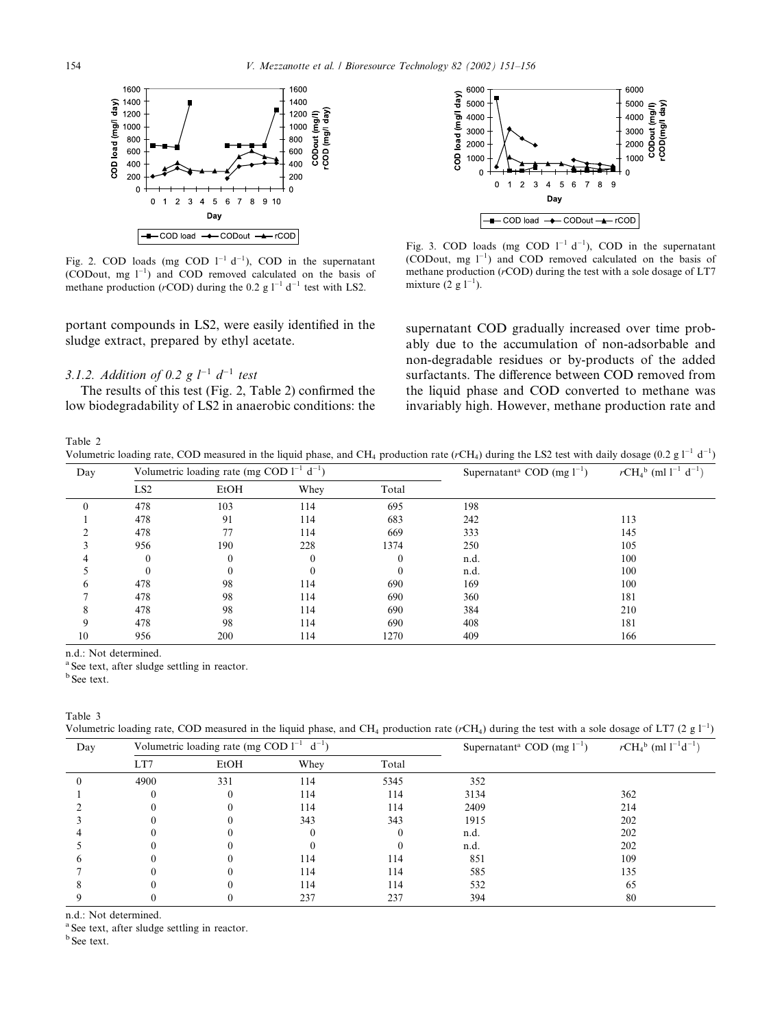Fig. 2. COD loads (mg COD $l^{-1}$ $d^{-1}$), COD in the supernatant (CODout, mg $l^{-1}$) and COD removed calculated on the basis of methane production (*r*COD) during the 0.2 g $l^{-1}$ $d^{-1}$ test with LS2.

Fig. 3. COD loads (mg COD $l^{-1}$ $d^{-1}$), COD in the supernatant (CODout, mg $l^{-1}$) and COD removed calculated on the basis of methane production (*r*COD) during the test with a sole dosage of LT7 mixture (2 g $l^{-1}$).

portant compounds in LS2, were easily identified in the sludge extract, prepared by ethyl acetate.

### 3.1.2. Addition of 0.2 g $l^{-1}$ $d^{-1}$ test

The results of this test (Fig. 2, Table 2) confirmed the low biodegradability of LS2 in anaerobic conditions: the supernatant COD gradually increased over time probably due to the accumulation of non-adsorbable and non-degradable residues or by-products of the added surfactants. The difference between COD removed from the liquid phase and COD converted to methane was invariably high. However, methane production rate and

Table 2
Volumetric loading rate, COD measured in the liquid phase, and $CH_4$ production rate ($rCH_4$) during the LS2 test with daily dosage (0.2 g $l^{-1}$ $d^{-1}$)

| Day | Volumetric loading rate (mg COD $l^{-1}$ $d^{-1}$) | | | | Supernatant[a] COD (mg $l^{-1}$) | $rCH_4$[b] (ml $l^{-1}$ $d^{-1}$) |
|---|---|---|---|---|---|---|
| | LS2 | EtOH | Whey | Total | | |
| 0 | 478 | 103 | 114 | 695 | 198 | |
| 1 | 478 | 91 | 114 | 683 | 242 | 113 |
| 2 | 478 | 77 | 114 | 669 | 333 | 145 |
| 3 | 956 | 190 | 228 | 1374 | 250 | 105 |
| 4 | 0 | 0 | 0 | 0 | n.d. | 100 |
| 5 | 0 | 0 | 0 | 0 | n.d. | 100 |
| 6 | 478 | 98 | 114 | 690 | 169 | 100 |
| 7 | 478 | 98 | 114 | 690 | 360 | 181 |
| 8 | 478 | 98 | 114 | 690 | 384 | 210 |
| 9 | 478 | 98 | 114 | 690 | 408 | 181 |
| 10 | 956 | 200 | 114 | 1270 | 409 | 166 |

n.d.: Not determined.
[a] See text, after sludge settling in reactor.
[b] See text.

Table 3
Volumetric loading rate, COD measured in the liquid phase, and $CH_4$ production rate ($rCH_4$) during the test with a sole dosage of LT7 (2 g $l^{-1}$)

| Day | Volumetric loading rate (mg COD $l^{-1}$ $d^{-1}$) | | | | Supernatant[a] COD (mg $l^{-1}$) | $rCH_4$[b] (ml $l^{-1}$ $d^{-1}$) |
|---|---|---|---|---|---|---|
| | LT7 | EtOH | Whey | Total | | |
| 0 | 4900 | 331 | 114 | 5345 | 352 | |
| 1 | 0 | 0 | 114 | 114 | 3134 | 362 |
| 2 | 0 | 0 | 114 | 114 | 2409 | 214 |
| 3 | 0 | 0 | 343 | 343 | 1915 | 202 |
| 4 | 0 | 0 | 0 | 0 | n.d. | 202 |
| 5 | 0 | 0 | 0 | 0 | n.d. | 202 |
| 6 | 0 | 0 | 114 | 114 | 851 | 109 |
| 7 | 0 | 0 | 114 | 114 | 585 | 135 |
| 8 | 0 | 0 | 114 | 114 | 532 | 65 |
| 9 | 0 | 0 | 237 | 237 | 394 | 80 |

n.d.: Not determined.
[a] See text, after sludge settling in reactor.
[b] See text.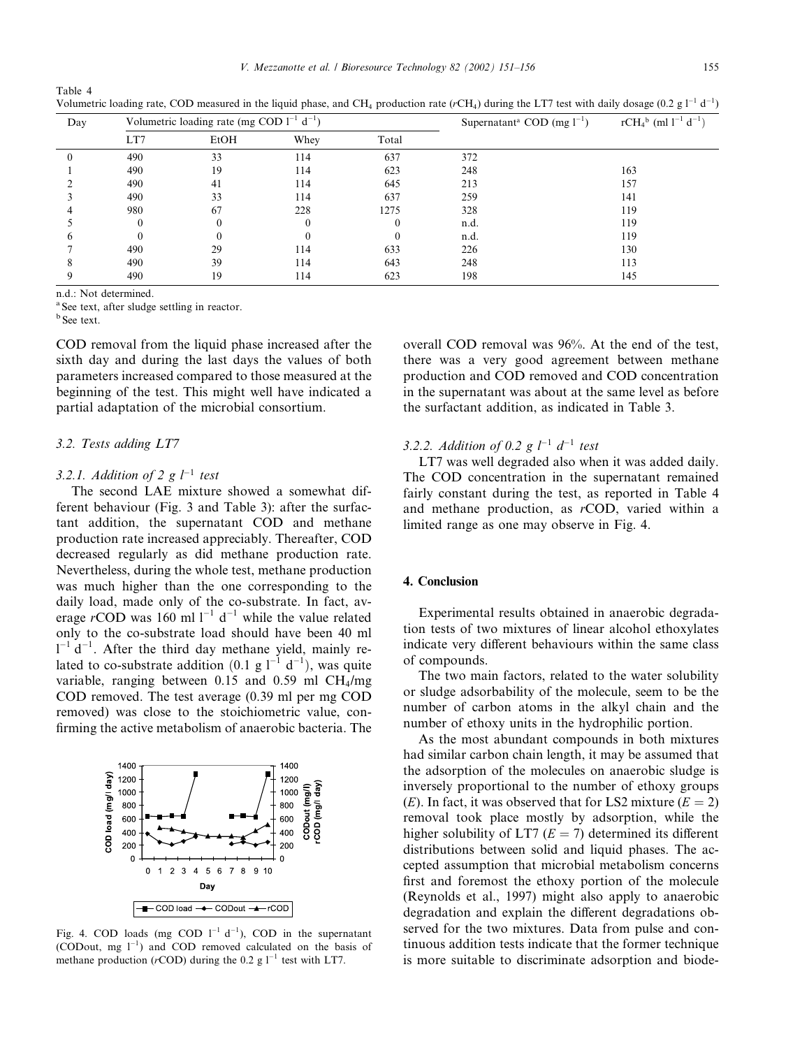Table 4
Volumetric loading rate, COD measured in the liquid phase, and $CH_4$ production rate ($rCH_4$) during the LT7 test with daily dosage (0.2 g $l^{-1}$ $d^{-1}$)

| Day | Volumetric loading rate (mg COD $l^{-1}$ $d^{-1}$) | | | | Supernatant[a] COD (mg $l^{-1}$) | $rCH_4$[b] (ml $l^{-1}$ $d^{-1}$) |
|---|---|---|---|---|---|---|
| | LT7 | EtOH | Whey | Total | | |
| 0 | 490 | 33 | 114 | 637 | 372 | |
| 1 | 490 | 19 | 114 | 623 | 248 | 163 |
| 2 | 490 | 41 | 114 | 645 | 213 | 157 |
| 3 | 490 | 33 | 114 | 637 | 259 | 141 |
| 4 | 980 | 67 | 228 | 1275 | 328 | 119 |
| 5 | 0 | 0 | 0 | 0 | n.d. | 119 |
| 6 | 0 | 0 | 0 | 0 | n.d. | 119 |
| 7 | 490 | 29 | 114 | 633 | 226 | 130 |
| 8 | 490 | 39 | 114 | 643 | 248 | 113 |
| 9 | 490 | 19 | 114 | 623 | 198 | 145 |

n.d.: Not determined.
[a] See text, after sludge settling in reactor.
[b] See text.

COD removal from the liquid phase increased after the sixth day and during the last days the values of both parameters increased compared to those measured at the beginning of the test. This might well have indicated a partial adaptation of the microbial consortium.

### 3.2. Tests adding LT7

#### 3.2.1. Addition of 2 g $l^{-1}$ test

The second LAE mixture showed a somewhat different behaviour (Fig. 3 and Table 3): after the surfactant addition, the supernatant COD and methane production rate increased appreciably. Thereafter, COD decreased regularly as did methane production rate. Nevertheless, during the whole test, methane production was much higher than the one corresponding to the daily load, made only of the co-substrate. In fact, average *r*COD was 160 ml $l^{-1}$ $d^{-1}$ while the value related only to the co-substrate load should have been 40 ml $l^{-1}$ $d^{-1}$. After the third day methane yield, mainly related to co-substrate addition (0.1 g $l^{-1}$ $d^{-1}$), was quite variable, ranging between 0.15 and 0.59 ml $CH_4$/mg COD removed. The test average (0.39 ml per mg COD removed) was close to the stoichiometric value, confirming the active metabolism of anaerobic bacteria. The overall COD removal was 96%. At the end of the test, there was a very good agreement between methane production and COD removed and COD concentration in the supernatant was about at the same level as before the surfactant addition, as indicated in Table 3.

Fig. 4. COD loads (mg COD $l^{-1}$ $d^{-1}$), COD in the supernatant (CODout, mg $l^{-1}$) and COD removed calculated on the basis of methane production (*r*COD) during the 0.2 g $l^{-1}$ test with LT7.

#### 3.2.2. Addition of 0.2 g $l^{-1}$ $d^{-1}$ test

LT7 was well degraded also when it was added daily. The COD concentration in the supernatant remained fairly constant during the test, as reported in Table 4 and methane production, as *r*COD, varied within a limited range as one may observe in Fig. 4.

## 4. Conclusion

Experimental results obtained in anaerobic degradation tests of two mixtures of linear alcohol ethoxylates indicate very different behaviours within the same class of compounds.

The two main factors, related to the water solubility or sludge adsorbability of the molecule, seem to be the number of carbon atoms in the alkyl chain and the number of ethoxy units in the hydrophilic portion.

As the most abundant compounds in both mixtures had similar carbon chain length, it may be assumed that the adsorption of the molecules on anaerobic sludge is inversely proportional to the number of ethoxy groups ($E$). In fact, it was observed that for LS2 mixture ($E = 2$) removal took place mostly by adsorption, while the higher solubility of LT7 ($E = 7$) determined its different distributions between solid and liquid phases. The accepted assumption that microbial metabolism concerns first and foremost the ethoxy portion of the molecule (Reynolds et al., 1997) might also apply to anaerobic degradation and explain the different degradations observed for the two mixtures. Data from pulse and continuous addition tests indicate that the former technique is more suitable to discriminate adsorption and biode-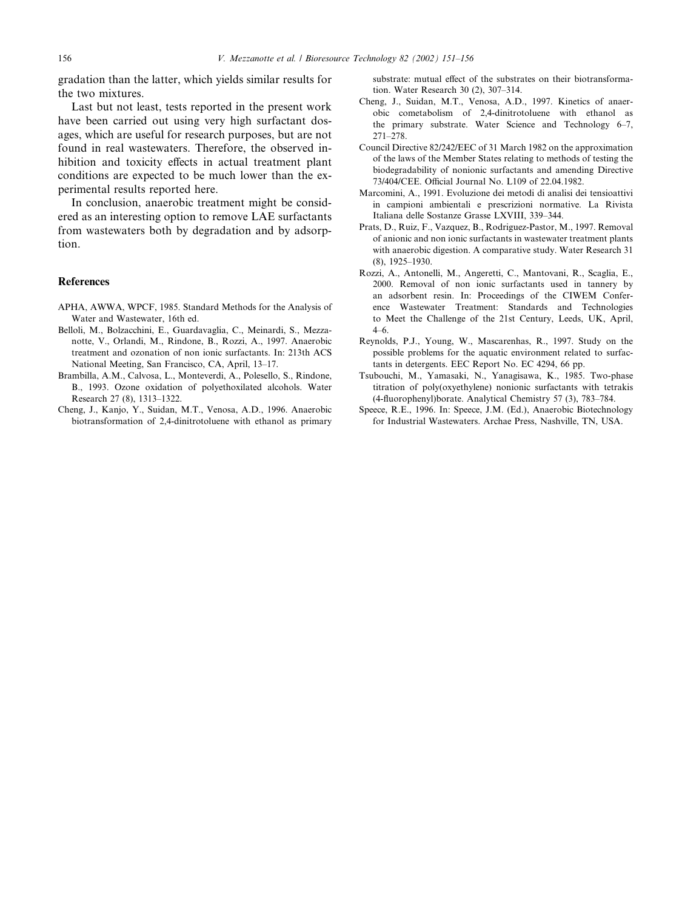gradation than the latter, which yields similar results for the two mixtures.

Last but not least, tests reported in the present work have been carried out using very high surfactant dosages, which are useful for research purposes, but are not found in real wastewaters. Therefore, the observed inhibition and toxicity effects in actual treatment plant conditions are expected to be much lower than the experimental results reported here.

In conclusion, anaerobic treatment might be considered as an interesting option to remove LAE surfactants from wastewaters both by degradation and by adsorption.

## References

APHA, AWWA, WPCF, 1985. Standard Methods for the Analysis of Water and Wastewater, 16th ed.

Belloli, M., Bolzacchini, E., Guardavaglia, C., Meinardi, S., Mezzanotte, V., Orlandi, M., Rindone, B., Rozzi, A., 1997. Anaerobic treatment and ozonation of non ionic surfactants. In: 213th ACS National Meeting, San Francisco, CA, April, 13–17.

Brambilla, A.M., Calvosa, L., Monteverdi, A., Polesello, S., Rindone, B., 1993. Ozone oxidation of polyethoxilated alcohols. Water Research 27 (8), 1313–1322.

Cheng, J., Kanjo, Y., Suidan, M.T., Venosa, A.D., 1996. Anaerobic biotransformation of 2,4-dinitrotoluene with ethanol as primary substrate: mutual effect of the substrates on their biotransformation. Water Research 30 (2), 307–314.

Cheng, J., Suidan, M.T., Venosa, A.D., 1997. Kinetics of anaerobic cometabolism of 2,4-dinitrotoluene with ethanol as the primary substrate. Water Science and Technology 6–7, 271–278.

Council Directive 82/242/EEC of 31 March 1982 on the approximation of the laws of the Member States relating to methods of testing the biodegradability of nonionic surfactants and amending Directive 73/404/CEE. Official Journal No. L109 of 22.04.1982.

Marcomini, A., 1991. Evoluzione dei metodi di analisi dei tensioattivi in campioni ambientali e prescrizioni normative. La Rivista Italiana delle Sostanze Grasse LXVIII, 339–344.

Prats, D., Ruiz, F., Vazquez, B., Rodriguez-Pastor, M., 1997. Removal of anionic and non ionic surfactants in wastewater treatment plants with anaerobic digestion. A comparative study. Water Research 31 (8), 1925–1930.

Rozzi, A., Antonelli, M., Angeretti, C., Mantovani, R., Scaglia, E., 2000. Removal of non ionic surfactants used in tannery by an adsorbent resin. In: Proceedings of the CIWEM Conference Wastewater Treatment: Standards and Technologies to Meet the Challenge of the 21st Century, Leeds, UK, April, 4–6.

Reynolds, P.J., Young, W., Mascarenhas, R., 1997. Study on the possible problems for the aquatic environment related to surfactants in detergents. EEC Report No. EC 4294, 66 pp.

Tsubouchi, M., Yamasaki, N., Yanagisawa, K., 1985. Two-phase titration of poly(oxyethylene) nonionic surfactants with tetrakis (4-fluorophenyl)borate. Analytical Chemistry 57 (3), 783–784.

Speece, R.E., 1996. In: Speece, J.M. (Ed.), Anaerobic Biotechnology for Industrial Wastewaters. Archae Press, Nashville, TN, USA.